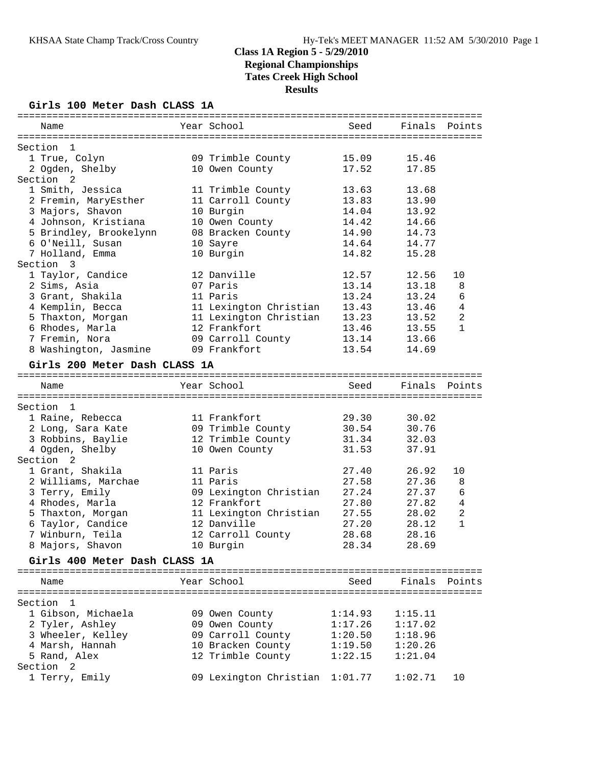# Class 1A Region 5 - 5/29/2010
## Regional Championships
## Tates Creek High School
## Results

### Girls 100 Meter Dash CLASS 1A

| Name | Year | School | Seed | Finals | Points |
|---|---|---|---|---|---|
| **Section 1** | | | | | |
| 1 True, Colyn | 09 | Trimble County | 15.09 | 15.46 | |
| 2 Ogden, Shelby | 10 | Owen County | 17.52 | 17.85 | |
| **Section 2** | | | | | |
| 1 Smith, Jessica | 11 | Trimble County | 13.63 | 13.68 | |
| 2 Fremin, MaryEsther | 11 | Carroll County | 13.83 | 13.90 | |
| 3 Majors, Shavon | 10 | Burgin | 14.04 | 13.92 | |
| 4 Johnson, Kristiana | 10 | Owen County | 14.42 | 14.66 | |
| 5 Brindley, Brookelynn | 08 | Bracken County | 14.90 | 14.73 | |
| 6 O'Neill, Susan | 10 | Sayre | 14.64 | 14.77 | |
| 7 Holland, Emma | 10 | Burgin | 14.82 | 15.28 | |
| **Section 3** | | | | | |
| 1 Taylor, Candice | 12 | Danville | 12.57 | 12.56 | 10 |
| 2 Sims, Asia | 07 | Paris | 13.14 | 13.18 | 8 |
| 3 Grant, Shakila | 11 | Paris | 13.24 | 13.24 | 6 |
| 4 Kemplin, Becca | 11 | Lexington Christian | 13.43 | 13.46 | 4 |
| 5 Thaxton, Morgan | 11 | Lexington Christian | 13.23 | 13.52 | 2 |
| 6 Rhodes, Marla | 12 | Frankfort | 13.46 | 13.55 | 1 |
| 7 Fremin, Nora | 09 | Carroll County | 13.14 | 13.66 | |
| 8 Washington, Jasmine | 09 | Frankfort | 13.54 | 14.69 | |

### Girls 200 Meter Dash CLASS 1A

| Name | Year | School | Seed | Finals | Points |
|---|---|---|---|---|---|
| **Section 1** | | | | | |
| 1 Raine, Rebecca | 11 | Frankfort | 29.30 | 30.02 | |
| 2 Long, Sara Kate | 09 | Trimble County | 30.54 | 30.76 | |
| 3 Robbins, Baylie | 12 | Trimble County | 31.34 | 32.03 | |
| 4 Ogden, Shelby | 10 | Owen County | 31.53 | 37.91 | |
| **Section 2** | | | | | |
| 1 Grant, Shakila | 11 | Paris | 27.40 | 26.92 | 10 |
| 2 Williams, Marchae | 11 | Paris | 27.58 | 27.36 | 8 |
| 3 Terry, Emily | 09 | Lexington Christian | 27.24 | 27.37 | 6 |
| 4 Rhodes, Marla | 12 | Frankfort | 27.80 | 27.82 | 4 |
| 5 Thaxton, Morgan | 11 | Lexington Christian | 27.55 | 28.02 | 2 |
| 6 Taylor, Candice | 12 | Danville | 27.20 | 28.12 | 1 |
| 7 Winburn, Teila | 12 | Carroll County | 28.68 | 28.16 | |
| 8 Majors, Shavon | 10 | Burgin | 28.34 | 28.69 | |

### Girls 400 Meter Dash CLASS 1A

| Name | Year | School | Seed | Finals | Points |
|---|---|---|---|---|---|
| **Section 1** | | | | | |
| 1 Gibson, Michaela | 09 | Owen County | 1:14.93 | 1:15.11 | |
| 2 Tyler, Ashley | 09 | Owen County | 1:17.26 | 1:17.02 | |
| 3 Wheeler, Kelley | 09 | Carroll County | 1:20.50 | 1:18.96 | |
| 4 Marsh, Hannah | 10 | Bracken County | 1:19.50 | 1:20.26 | |
| 5 Rand, Alex | 12 | Trimble County | 1:22.15 | 1:21.04 | |
| **Section 2** | | | | | |
| 1 Terry, Emily | 09 | Lexington Christian | 1:01.77 | 1:02.71 | 10 |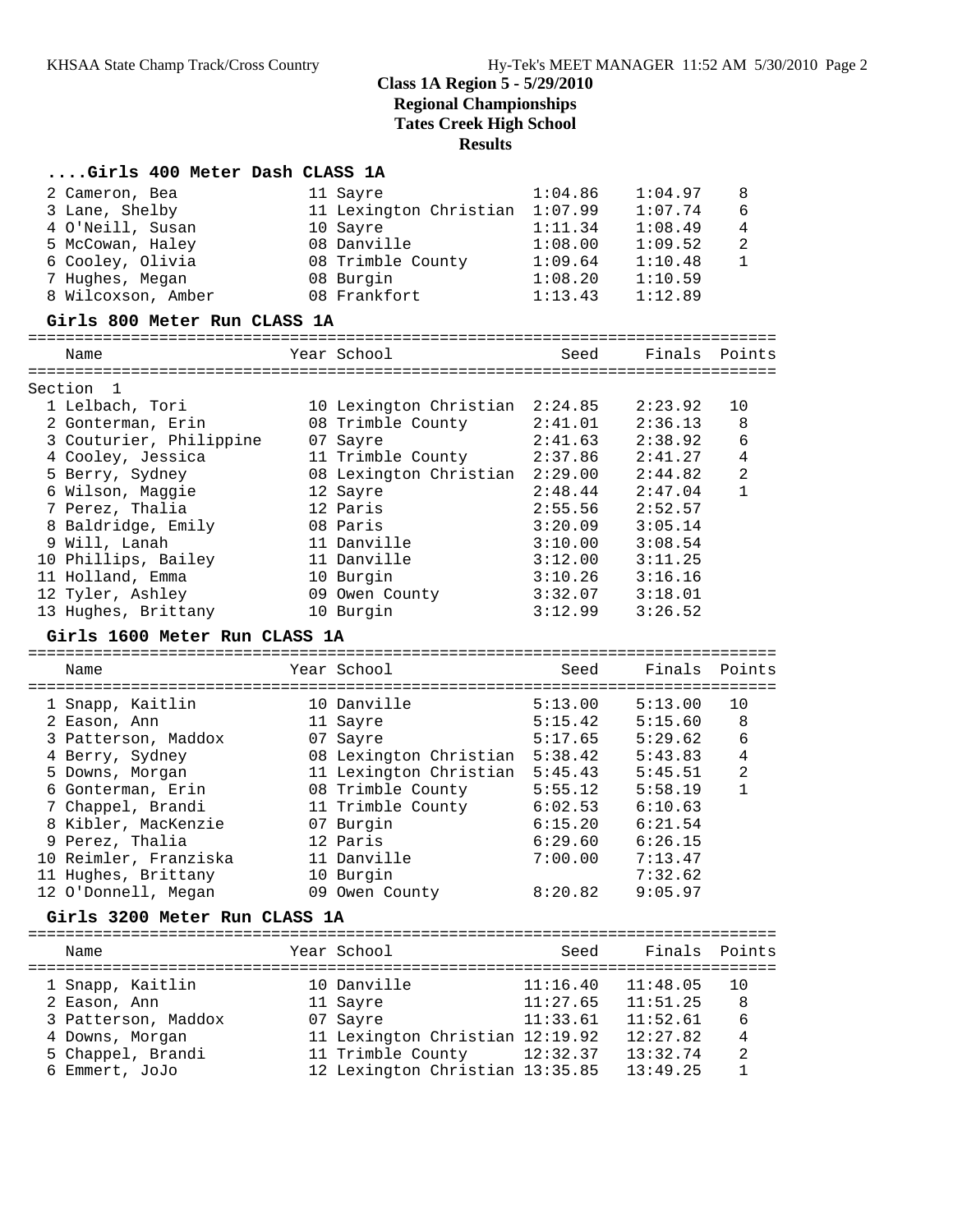# Class 1A Region 5 - 5/29/2010
## Regional Championships
## Tates Creek High School
## Results

### ....Girls 400 Meter Dash CLASS 1A

| Place | Name | Year | School | Seed | Finals | Points |
|---|---|---|---|---|---|---|
| 2 | Cameron, Bea | 11 | Sayre | 1:04.86 | 1:04.97 | 8 |
| 3 | Lane, Shelby | 11 | Lexington Christian | 1:07.99 | 1:07.74 | 6 |
| 4 | O'Neill, Susan | 10 | Sayre | 1:11.34 | 1:08.49 | 4 |
| 5 | McCowan, Haley | 08 | Danville | 1:08.00 | 1:09.52 | 2 |
| 6 | Cooley, Olivia | 08 | Trimble County | 1:09.64 | 1:10.48 | 1 |
| 7 | Hughes, Megan | 08 | Burgin | 1:08.20 | 1:10.59 | |
| 8 | Wilcoxson, Amber | 08 | Frankfort | 1:13.43 | 1:12.89 | |

### Girls 800 Meter Run CLASS 1A

Section 1

| Place | Name | Year | School | Seed | Finals | Points |
|---|---|---|---|---|---|---|
| 1 | Lelbach, Tori | 10 | Lexington Christian | 2:24.85 | 2:23.92 | 10 |
| 2 | Gonterman, Erin | 08 | Trimble County | 2:41.01 | 2:36.13 | 8 |
| 3 | Couturier, Philippine | 07 | Sayre | 2:41.63 | 2:38.92 | 6 |
| 4 | Cooley, Jessica | 11 | Trimble County | 2:37.86 | 2:41.27 | 4 |
| 5 | Berry, Sydney | 08 | Lexington Christian | 2:29.00 | 2:44.82 | 2 |
| 6 | Wilson, Maggie | 12 | Sayre | 2:48.44 | 2:47.04 | 1 |
| 7 | Perez, Thalia | 12 | Paris | 2:55.56 | 2:52.57 | |
| 8 | Baldridge, Emily | 08 | Paris | 3:20.09 | 3:05.14 | |
| 9 | Will, Lanah | 11 | Danville | 3:10.00 | 3:08.54 | |
| 10 | Phillips, Bailey | 11 | Danville | 3:12.00 | 3:11.25 | |
| 11 | Holland, Emma | 10 | Burgin | 3:10.26 | 3:16.16 | |
| 12 | Tyler, Ashley | 09 | Owen County | 3:32.07 | 3:18.01 | |
| 13 | Hughes, Brittany | 10 | Burgin | 3:12.99 | 3:26.52 | |

### Girls 1600 Meter Run CLASS 1A

| Place | Name | Year | School | Seed | Finals | Points |
|---|---|---|---|---|---|---|
| 1 | Snapp, Kaitlin | 10 | Danville | 5:13.00 | 5:13.00 | 10 |
| 2 | Eason, Ann | 11 | Sayre | 5:15.42 | 5:15.60 | 8 |
| 3 | Patterson, Maddox | 07 | Sayre | 5:17.65 | 5:29.62 | 6 |
| 4 | Berry, Sydney | 08 | Lexington Christian | 5:38.42 | 5:43.83 | 4 |
| 5 | Downs, Morgan | 11 | Lexington Christian | 5:45.43 | 5:45.51 | 2 |
| 6 | Gonterman, Erin | 08 | Trimble County | 5:55.12 | 5:58.19 | 1 |
| 7 | Chappel, Brandi | 11 | Trimble County | 6:02.53 | 6:10.63 | |
| 8 | Kibler, MacKenzie | 07 | Burgin | 6:15.20 | 6:21.54 | |
| 9 | Perez, Thalia | 12 | Paris | 6:29.60 | 6:26.15 | |
| 10 | Reimler, Franziska | 11 | Danville | 7:00.00 | 7:13.47 | |
| 11 | Hughes, Brittany | 10 | Burgin | | 7:32.62 | |
| 12 | O'Donnell, Megan | 09 | Owen County | 8:20.82 | 9:05.97 | |

### Girls 3200 Meter Run CLASS 1A

| Place | Name | Year | School | Seed | Finals | Points |
|---|---|---|---|---|---|---|
| 1 | Snapp, Kaitlin | 10 | Danville | 11:16.40 | 11:48.05 | 10 |
| 2 | Eason, Ann | 11 | Sayre | 11:27.65 | 11:51.25 | 8 |
| 3 | Patterson, Maddox | 07 | Sayre | 11:33.61 | 11:52.61 | 6 |
| 4 | Downs, Morgan | 11 | Lexington Christian | 12:19.92 | 12:27.82 | 4 |
| 5 | Chappel, Brandi | 11 | Trimble County | 12:32.37 | 13:32.74 | 2 |
| 6 | Emmert, JoJo | 12 | Lexington Christian | 13:35.85 | 13:49.25 | 1 |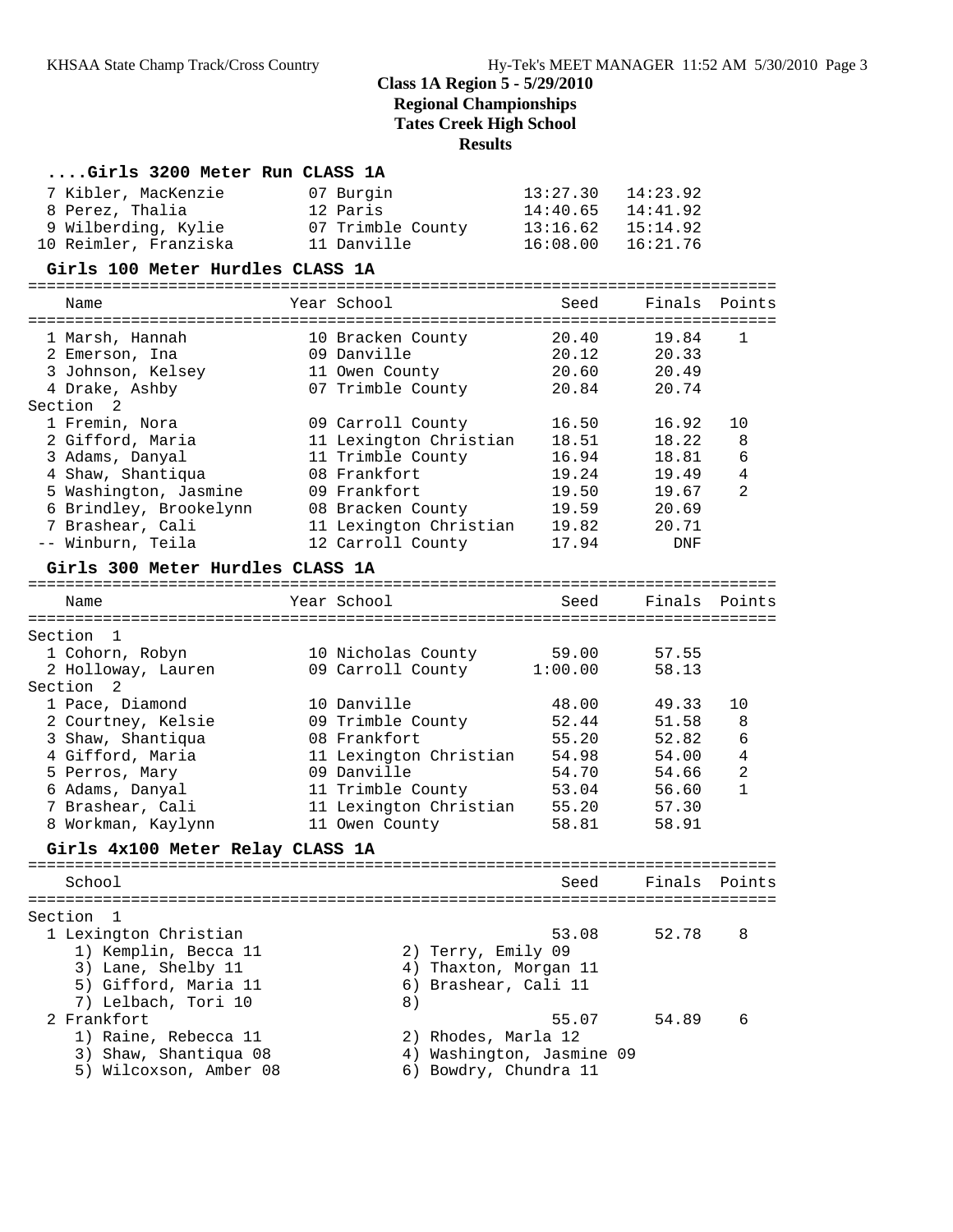## Class 1A Region 5 - 5/29/2010
## Regional Championships
## Tates Creek High School
## Results

### ....Girls 3200 Meter Run CLASS 1A

| Place | Name | Year | School | Seed | Finals | Points |
|---|---|---|---|---|---|---|
| 7 | Kibler, MacKenzie | 07 | Burgin | 13:27.30 | 14:23.92 | |
| 8 | Perez, Thalia | 12 | Paris | 14:40.65 | 14:41.92 | |
| 9 | Wilberding, Kylie | 07 | Trimble County | 13:16.62 | 15:14.92 | |
| 10 | Reimler, Franziska | 11 | Danville | 16:08.00 | 16:21.76 | |

### Girls 100 Meter Hurdles CLASS 1A

| Place | Name | Year | School | Seed | Finals | Points |
|---|---|---|---|---|---|---|
| 1 | Marsh, Hannah | 10 | Bracken County | 20.40 | 19.84 | 1 |
| 2 | Emerson, Ina | 09 | Danville | 20.12 | 20.33 | |
| 3 | Johnson, Kelsey | 11 | Owen County | 20.60 | 20.49 | |
| 4 | Drake, Ashby | 07 | Trimble County | 20.84 | 20.74 | |
| **Section 2** | | | | | | |
| 1 | Fremin, Nora | 09 | Carroll County | 16.50 | 16.92 | 10 |
| 2 | Gifford, Maria | 11 | Lexington Christian | 18.51 | 18.22 | 8 |
| 3 | Adams, Danyal | 11 | Trimble County | 16.94 | 18.81 | 6 |
| 4 | Shaw, Shantiqua | 08 | Frankfort | 19.24 | 19.49 | 4 |
| 5 | Washington, Jasmine | 09 | Frankfort | 19.50 | 19.67 | 2 |
| 6 | Brindley, Brookelynn | 08 | Bracken County | 19.59 | 20.69 | |
| 7 | Brashear, Cali | 11 | Lexington Christian | 19.82 | 20.71 | |
| -- | Winburn, Teila | 12 | Carroll County | 17.94 | DNF | |

### Girls 300 Meter Hurdles CLASS 1A

| Place | Name | Year | School | Seed | Finals | Points |
|---|---|---|---|---|---|---|
| **Section 1** | | | | | | |
| 1 | Cohorn, Robyn | 10 | Nicholas County | 59.00 | 57.55 | |
| 2 | Holloway, Lauren | 09 | Carroll County | 1:00.00 | 58.13 | |
| **Section 2** | | | | | | |
| 1 | Pace, Diamond | 10 | Danville | 48.00 | 49.33 | 10 |
| 2 | Courtney, Kelsie | 09 | Trimble County | 52.44 | 51.58 | 8 |
| 3 | Shaw, Shantiqua | 08 | Frankfort | 55.20 | 52.82 | 6 |
| 4 | Gifford, Maria | 11 | Lexington Christian | 54.98 | 54.00 | 4 |
| 5 | Perros, Mary | 09 | Danville | 54.70 | 54.66 | 2 |
| 6 | Adams, Danyal | 11 | Trimble County | 53.04 | 56.60 | 1 |
| 7 | Brashear, Cali | 11 | Lexington Christian | 55.20 | 57.30 | |
| 8 | Workman, Kaylynn | 11 | Owen County | 58.81 | 58.91 | |

### Girls 4x100 Meter Relay CLASS 1A

| Place | School | Seed | Finals | Points |
|---|---|---|---|---|
| **Section 1** | | | | |
| 1 | Lexington Christian | 53.08 | 52.78 | 8 |
| 2 | Frankfort | 55.07 | 54.89 | 6 |

**1 Lexington Christian**
1) Kemplin, Becca 11
2) Terry, Emily 09
3) Lane, Shelby 11
4) Thaxton, Morgan 11
5) Gifford, Maria 11
6) Brashear, Cali 11
7) Lelbach, Tori 10
8)

**2 Frankfort**
1) Raine, Rebecca 11
2) Rhodes, Marla 12
3) Shaw, Shantiqua 08
4) Washington, Jasmine 09
5) Wilcoxson, Amber 08
6) Bowdry, Chundra 11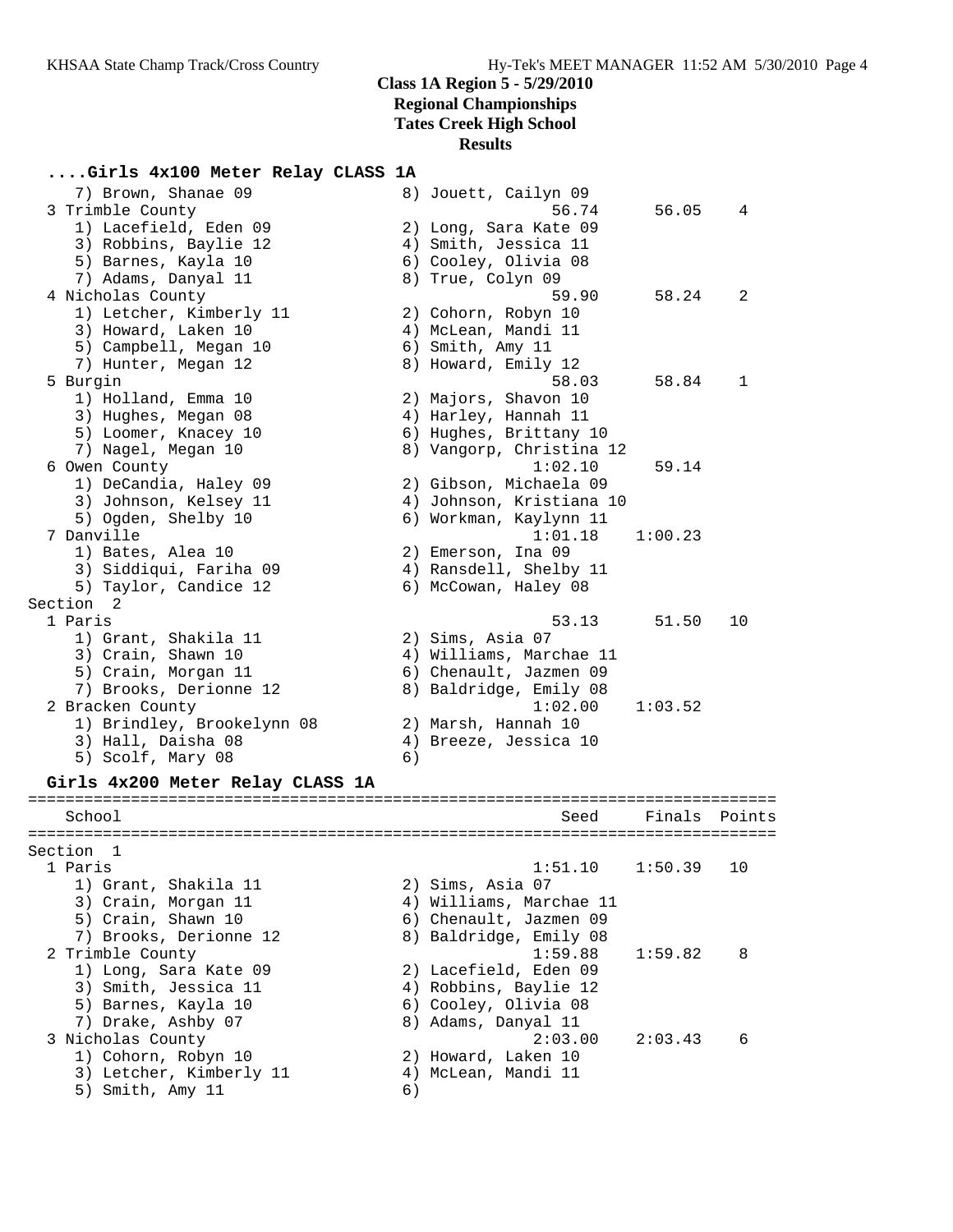## Class 1A Region 5 - 5/29/2010
## Regional Championships
## Tates Creek High School
## Results

### ....Girls 4x100 Meter Relay CLASS 1A

```
    7) Brown, Shanae 09                8) Jouett, Cailyn 09
  3 Trimble County                               56.74      56.05    4
    1) Lacefield, Eden 09              2) Long, Sara Kate 09
    3) Robbins, Baylie 12              4) Smith, Jessica 11
    5) Barnes, Kayla 10                6) Cooley, Olivia 08
    7) Adams, Danyal 11                8) True, Colyn 09
  4 Nicholas County                              59.90      58.24    2
    1) Letcher, Kimberly 11            2) Cohorn, Robyn 10
    3) Howard, Laken 10                4) McLean, Mandi 11
    5) Campbell, Megan 10              6) Smith, Amy 11
    7) Hunter, Megan 12                8) Howard, Emily 12
  5 Burgin                                       58.03      58.84    1
    1) Holland, Emma 10                2) Majors, Shavon 10
    3) Hughes, Megan 08                4) Harley, Hannah 11
    5) Loomer, Knacey 10               6) Hughes, Brittany 10
    7) Nagel, Megan 10                 8) Vangorp, Christina 12
  6 Owen County                                1:02.10      59.14
    1) DeCandia, Haley 09              2) Gibson, Michaela 09
    3) Johnson, Kelsey 11              4) Johnson, Kristiana 10
    5) Ogden, Shelby 10                6) Workman, Kaylynn 11
  7 Danville                                   1:01.18    1:00.23
    1) Bates, Alea 10                  2) Emerson, Ina 09
    3) Siddiqui, Fariha 09             4) Ransdell, Shelby 11
    5) Taylor, Candice 12              6) McCowan, Haley 08
Section  2
  1 Paris                                        53.13      51.50   10
    1) Grant, Shakila 11               2) Sims, Asia 07
    3) Crain, Shawn 10                 4) Williams, Marchae 11
    5) Crain, Morgan 11                6) Chenault, Jazmen 09
    7) Brooks, Derionne 12             8) Baldridge, Emily 08
  2 Bracken County                             1:02.00    1:03.52
    1) Brindley, Brookelynn 08         2) Marsh, Hannah 10
    3) Hall, Daisha 08                 4) Breeze, Jessica 10
    5) Scolf, Mary 08                  6)
```

### Girls 4x200 Meter Relay CLASS 1A

```
===============================================================================
    School                                         Seed     Finals  Points
===============================================================================
Section  1
  1 Paris                                      1:51.10    1:50.39   10
    1) Grant, Shakila 11               2) Sims, Asia 07
    3) Crain, Morgan 11                4) Williams, Marchae 11
    5) Crain, Shawn 10                 6) Chenault, Jazmen 09
    7) Brooks, Derionne 12             8) Baldridge, Emily 08
  2 Trimble County                             1:59.88    1:59.82    8
    1) Long, Sara Kate 09              2) Lacefield, Eden 09
    3) Smith, Jessica 11               4) Robbins, Baylie 12
    5) Barnes, Kayla 10                6) Cooley, Olivia 08
    7) Drake, Ashby 07                 8) Adams, Danyal 11
  3 Nicholas County                            2:03.00    2:03.43    6
    1) Cohorn, Robyn 10                2) Howard, Laken 10
    3) Letcher, Kimberly 11            4) McLean, Mandi 11
    5) Smith, Amy 11                   6)
```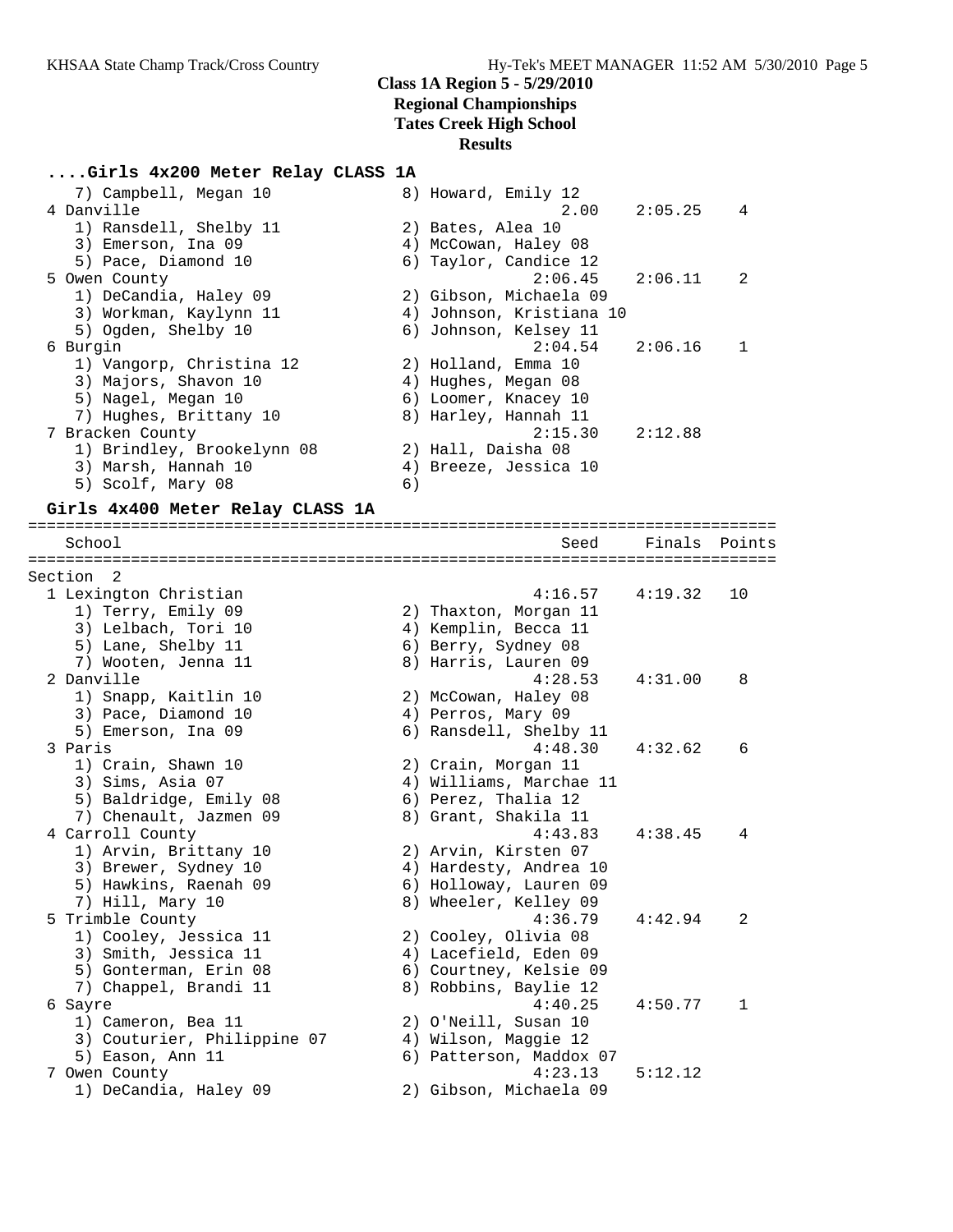## Class 1A Region 5 - 5/29/2010
## Regional Championships
## Tates Creek High School
## Results

### ....Girls 4x200 Meter Relay CLASS 1A

```
    7) Campbell, Megan 10              8) Howard, Emily 12
  4 Danville                                   2.00    2:05.25    4
    1) Ransdell, Shelby 11             2) Bates, Alea 10
    3) Emerson, Ina 09                 4) McCowan, Haley 08
    5) Pace, Diamond 10                6) Taylor, Candice 12
  5 Owen County                             2:06.45    2:06.11    2
    1) DeCandia, Haley 09              2) Gibson, Michaela 09
    3) Workman, Kaylynn 11             4) Johnson, Kristiana 10
    5) Ogden, Shelby 10                6) Johnson, Kelsey 11
  6 Burgin                                  2:04.54    2:06.16    1
    1) Vangorp, Christina 12           2) Holland, Emma 10
    3) Majors, Shavon 10               4) Hughes, Megan 08
    5) Nagel, Megan 10                 6) Loomer, Knacey 10
    7) Hughes, Brittany 10             8) Harley, Hannah 11
  7 Bracken County                          2:15.30    2:12.88
    1) Brindley, Brookelynn 08         2) Hall, Daisha 08
    3) Marsh, Hannah 10                4) Breeze, Jessica 10
    5) Scolf, Mary 08                  6)
```

### Girls 4x400 Meter Relay CLASS 1A

```
================================================================================
    School                                      Seed     Finals  Points
================================================================================
Section  2
  1 Lexington Christian                     4:16.57    4:19.32   10
    1) Terry, Emily 09                 2) Thaxton, Morgan 11
    3) Lelbach, Tori 10                4) Kemplin, Becca 11
    5) Lane, Shelby 11                 6) Berry, Sydney 08
    7) Wooten, Jenna 11                8) Harris, Lauren 09
  2 Danville                                4:28.53    4:31.00    8
    1) Snapp, Kaitlin 10               2) McCowan, Haley 08
    3) Pace, Diamond 10                4) Perros, Mary 09
    5) Emerson, Ina 09                 6) Ransdell, Shelby 11
  3 Paris                                   4:48.30    4:32.62    6
    1) Crain, Shawn 10                 2) Crain, Morgan 11
    3) Sims, Asia 07                   4) Williams, Marchae 11
    5) Baldridge, Emily 08             6) Perez, Thalia 12
    7) Chenault, Jazmen 09             8) Grant, Shakila 11
  4 Carroll County                          4:43.83    4:38.45    4
    1) Arvin, Brittany 10              2) Arvin, Kirsten 07
    3) Brewer, Sydney 10               4) Hardesty, Andrea 10
    5) Hawkins, Raenah 09              6) Holloway, Lauren 09
    7) Hill, Mary 10                   8) Wheeler, Kelley 09
  5 Trimble County                          4:36.79    4:42.94    2
    1) Cooley, Jessica 11              2) Cooley, Olivia 08
    3) Smith, Jessica 11               4) Lacefield, Eden 09
    5) Gonterman, Erin 08              6) Courtney, Kelsie 09
    7) Chappel, Brandi 11              8) Robbins, Baylie 12
  6 Sayre                                   4:40.25    4:50.77    1
    1) Cameron, Bea 11                 2) O'Neill, Susan 10
    3) Couturier, Philippine 07        4) Wilson, Maggie 12
    5) Eason, Ann 11                   6) Patterson, Maddox 07
  7 Owen County                             4:23.13    5:12.12
    1) DeCandia, Haley 09              2) Gibson, Michaela 09
```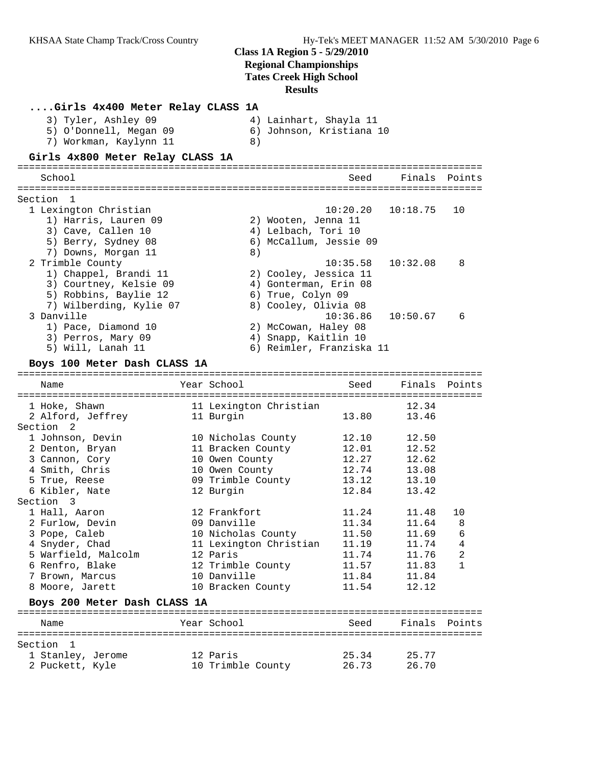## Class 1A Region 5 - 5/29/2010
## Regional Championships
## Tates Creek High School
## Results

### ....Girls 4x400 Meter Relay CLASS 1A

3) Tyler, Ashley 09 &nbsp;&nbsp;&nbsp; 4) Lainhart, Shayla 11
5) O'Donnell, Megan 09 &nbsp;&nbsp;&nbsp; 6) Johnson, Kristiana 10
7) Workman, Kaylynn 11 &nbsp;&nbsp;&nbsp; 8)

### Girls 4x800 Meter Relay CLASS 1A

| School | Seed | Finals | Points |
|---|---|---|---|
| **Section 1** | | | |
| 1 Lexington Christian | 10:20.20 | 10:18.75 | 10 |
| 1) Harris, Lauren 09; 2) Wooten, Jenna 11; 3) Cave, Callen 10; 4) Lelbach, Tori 10; 5) Berry, Sydney 08; 6) McCallum, Jessie 09; 7) Downs, Morgan 11; 8) | | | |
| 2 Trimble County | 10:35.58 | 10:32.08 | 8 |
| 1) Chappel, Brandi 11; 2) Cooley, Jessica 11; 3) Courtney, Kelsie 09; 4) Gonterman, Erin 08; 5) Robbins, Baylie 12; 6) True, Colyn 09; 7) Wilberding, Kylie 07; 8) Cooley, Olivia 08 | | | |
| 3 Danville | 10:36.86 | 10:50.67 | 6 |
| 1) Pace, Diamond 10; 2) McCowan, Haley 08; 3) Perros, Mary 09; 4) Snapp, Kaitlin 10; 5) Will, Lanah 11; 6) Reimler, Franziska 11 | | | |

### Boys 100 Meter Dash CLASS 1A

| Name | Year | School | Seed | Finals | Points |
|---|---|---|---|---|---|
| 1 Hoke, Shawn | 11 | Lexington Christian | | 12.34 | |
| 2 Alford, Jeffrey | 11 | Burgin | 13.80 | 13.46 | |
| **Section 2** | | | | | |
| 1 Johnson, Devin | 10 | Nicholas County | 12.10 | 12.50 | |
| 2 Denton, Bryan | 11 | Bracken County | 12.01 | 12.52 | |
| 3 Cannon, Cory | 10 | Owen County | 12.27 | 12.62 | |
| 4 Smith, Chris | 10 | Owen County | 12.74 | 13.08 | |
| 5 True, Reese | 09 | Trimble County | 13.12 | 13.10 | |
| 6 Kibler, Nate | 12 | Burgin | 12.84 | 13.42 | |
| **Section 3** | | | | | |
| 1 Hall, Aaron | 12 | Frankfort | 11.24 | 11.48 | 10 |
| 2 Furlow, Devin | 09 | Danville | 11.34 | 11.64 | 8 |
| 3 Pope, Caleb | 10 | Nicholas County | 11.50 | 11.69 | 6 |
| 4 Snyder, Chad | 11 | Lexington Christian | 11.19 | 11.74 | 4 |
| 5 Warfield, Malcolm | 12 | Paris | 11.74 | 11.76 | 2 |
| 6 Renfro, Blake | 12 | Trimble County | 11.57 | 11.83 | 1 |
| 7 Brown, Marcus | 10 | Danville | 11.84 | 11.84 | |
| 8 Moore, Jarett | 10 | Bracken County | 11.54 | 12.12 | |

### Boys 200 Meter Dash CLASS 1A

| Name | Year | School | Seed | Finals | Points |
|---|---|---|---|---|---|
| **Section 1** | | | | | |
| 1 Stanley, Jerome | 12 | Paris | 25.34 | 25.77 | |
| 2 Puckett, Kyle | 10 | Trimble County | 26.73 | 26.70 | |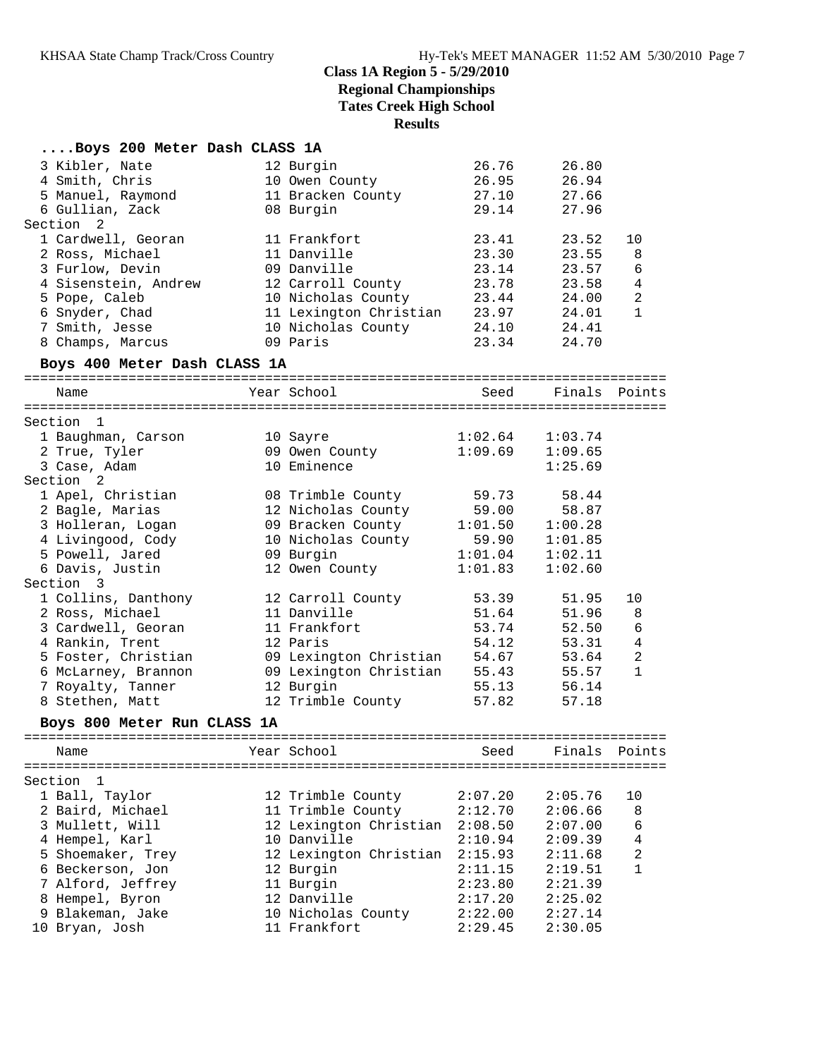**Class 1A Region 5 - 5/29/2010**
**Regional Championships**
**Tates Creek High School**
**Results**

### ....Boys 200 Meter Dash CLASS 1A

| Name | Year | School | Seed | Finals | Points |
|---|---|---|---|---|---|
| 3 Kibler, Nate | 12 | Burgin | 26.76 | 26.80 | |
| 4 Smith, Chris | 10 | Owen County | 26.95 | 26.94 | |
| 5 Manuel, Raymond | 11 | Bracken County | 27.10 | 27.66 | |
| 6 Gullian, Zack | 08 | Burgin | 29.14 | 27.96 | |
| **Section 2** | | | | | |
| 1 Cardwell, Georan | 11 | Frankfort | 23.41 | 23.52 | 10 |
| 2 Ross, Michael | 11 | Danville | 23.30 | 23.55 | 8 |
| 3 Furlow, Devin | 09 | Danville | 23.14 | 23.57 | 6 |
| 4 Sisenstein, Andrew | 12 | Carroll County | 23.78 | 23.58 | 4 |
| 5 Pope, Caleb | 10 | Nicholas County | 23.44 | 24.00 | 2 |
| 6 Snyder, Chad | 11 | Lexington Christian | 23.97 | 24.01 | 1 |
| 7 Smith, Jesse | 10 | Nicholas County | 24.10 | 24.41 | |
| 8 Champs, Marcus | 09 | Paris | 23.34 | 24.70 | |

### Boys 400 Meter Dash CLASS 1A

| Name | Year | School | Seed | Finals | Points |
|---|---|---|---|---|---|
| **Section 1** | | | | | |
| 1 Baughman, Carson | 10 | Sayre | 1:02.64 | 1:03.74 | |
| 2 True, Tyler | 09 | Owen County | 1:09.69 | 1:09.65 | |
| 3 Case, Adam | 10 | Eminence | | 1:25.69 | |
| **Section 2** | | | | | |
| 1 Apel, Christian | 08 | Trimble County | 59.73 | 58.44 | |
| 2 Bagle, Marias | 12 | Nicholas County | 59.00 | 58.87 | |
| 3 Holleran, Logan | 09 | Bracken County | 1:01.50 | 1:00.28 | |
| 4 Livingood, Cody | 10 | Nicholas County | 59.90 | 1:01.85 | |
| 5 Powell, Jared | 09 | Burgin | 1:01.04 | 1:02.11 | |
| 6 Davis, Justin | 12 | Owen County | 1:01.83 | 1:02.60 | |
| **Section 3** | | | | | |
| 1 Collins, Danthony | 12 | Carroll County | 53.39 | 51.95 | 10 |
| 2 Ross, Michael | 11 | Danville | 51.64 | 51.96 | 8 |
| 3 Cardwell, Georan | 11 | Frankfort | 53.74 | 52.50 | 6 |
| 4 Rankin, Trent | 12 | Paris | 54.12 | 53.31 | 4 |
| 5 Foster, Christian | 09 | Lexington Christian | 54.67 | 53.64 | 2 |
| 6 McLarney, Brannon | 09 | Lexington Christian | 55.43 | 55.57 | 1 |
| 7 Royalty, Tanner | 12 | Burgin | 55.13 | 56.14 | |
| 8 Stethen, Matt | 12 | Trimble County | 57.82 | 57.18 | |

### Boys 800 Meter Run CLASS 1A

| Name | Year | School | Seed | Finals | Points |
|---|---|---|---|---|---|
| **Section 1** | | | | | |
| 1 Ball, Taylor | 12 | Trimble County | 2:07.20 | 2:05.76 | 10 |
| 2 Baird, Michael | 11 | Trimble County | 2:12.70 | 2:06.66 | 8 |
| 3 Mullett, Will | 12 | Lexington Christian | 2:08.50 | 2:07.00 | 6 |
| 4 Hempel, Karl | 10 | Danville | 2:10.94 | 2:09.39 | 4 |
| 5 Shoemaker, Trey | 12 | Lexington Christian | 2:15.93 | 2:11.68 | 2 |
| 6 Beckerson, Jon | 12 | Burgin | 2:11.15 | 2:19.51 | 1 |
| 7 Alford, Jeffrey | 11 | Burgin | 2:23.80 | 2:21.39 | |
| 8 Hempel, Byron | 12 | Danville | 2:17.20 | 2:25.02 | |
| 9 Blakeman, Jake | 10 | Nicholas County | 2:22.00 | 2:27.14 | |
| 10 Bryan, Josh | 11 | Frankfort | 2:29.45 | 2:30.05 | |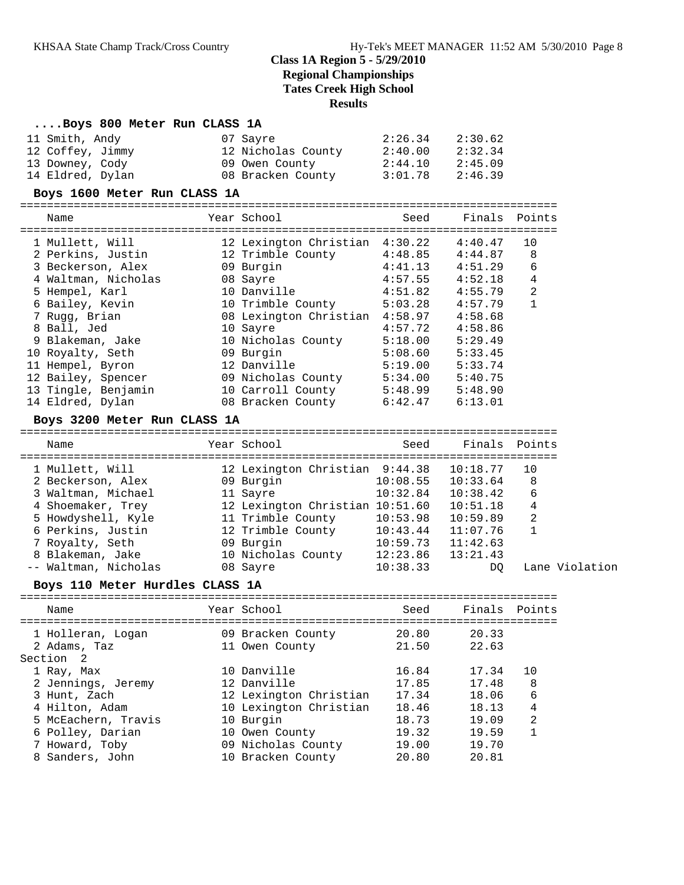## Class 1A Region 5 - 5/29/2010
## Regional Championships
## Tates Creek High School
## Results

### ....Boys 800 Meter Run CLASS 1A

| Name | Year | School | Seed | Finals | Points |
|---|---|---|---|---|---|
| 11 Smith, Andy | 07 | Sayre | 2:26.34 | 2:30.62 | |
| 12 Coffey, Jimmy | 12 | Nicholas County | 2:40.00 | 2:32.34 | |
| 13 Downey, Cody | 09 | Owen County | 2:44.10 | 2:45.09 | |
| 14 Eldred, Dylan | 08 | Bracken County | 3:01.78 | 2:46.39 | |

### Boys 1600 Meter Run CLASS 1A

| Name | Year | School | Seed | Finals | Points |
|---|---|---|---|---|---|
| 1 Mullett, Will | 12 | Lexington Christian | 4:30.22 | 4:40.47 | 10 |
| 2 Perkins, Justin | 12 | Trimble County | 4:48.85 | 4:44.87 | 8 |
| 3 Beckerson, Alex | 09 | Burgin | 4:41.13 | 4:51.29 | 6 |
| 4 Waltman, Nicholas | 08 | Sayre | 4:57.55 | 4:52.18 | 4 |
| 5 Hempel, Karl | 10 | Danville | 4:51.82 | 4:55.79 | 2 |
| 6 Bailey, Kevin | 10 | Trimble County | 5:03.28 | 4:57.79 | 1 |
| 7 Rugg, Brian | 08 | Lexington Christian | 4:58.97 | 4:58.68 | |
| 8 Ball, Jed | 10 | Sayre | 4:57.72 | 4:58.86 | |
| 9 Blakeman, Jake | 10 | Nicholas County | 5:18.00 | 5:29.49 | |
| 10 Royalty, Seth | 09 | Burgin | 5:08.60 | 5:33.45 | |
| 11 Hempel, Byron | 12 | Danville | 5:19.00 | 5:33.74 | |
| 12 Bailey, Spencer | 09 | Nicholas County | 5:34.00 | 5:40.75 | |
| 13 Tingle, Benjamin | 10 | Carroll County | 5:48.99 | 5:48.90 | |
| 14 Eldred, Dylan | 08 | Bracken County | 6:42.47 | 6:13.01 | |

### Boys 3200 Meter Run CLASS 1A

| Name | Year | School | Seed | Finals | Points |
|---|---|---|---|---|---|
| 1 Mullett, Will | 12 | Lexington Christian | 9:44.38 | 10:18.77 | 10 |
| 2 Beckerson, Alex | 09 | Burgin | 10:08.55 | 10:33.64 | 8 |
| 3 Waltman, Michael | 11 | Sayre | 10:32.84 | 10:38.42 | 6 |
| 4 Shoemaker, Trey | 12 | Lexington Christian | 10:51.60 | 10:51.18 | 4 |
| 5 Howdyshell, Kyle | 11 | Trimble County | 10:53.98 | 10:59.89 | 2 |
| 6 Perkins, Justin | 12 | Trimble County | 10:43.44 | 11:07.76 | 1 |
| 7 Royalty, Seth | 09 | Burgin | 10:59.73 | 11:42.63 | |
| 8 Blakeman, Jake | 10 | Nicholas County | 12:23.86 | 13:21.43 | |
| -- Waltman, Nicholas | 08 | Sayre | 10:38.33 | DQ | Lane Violation |

### Boys 110 Meter Hurdles CLASS 1A

| Name | Year | School | Seed | Finals | Points |
|---|---|---|---|---|---|
| 1 Holleran, Logan | 09 | Bracken County | 20.80 | 20.33 | |
| 2 Adams, Taz | 11 | Owen County | 21.50 | 22.63 | |
| **Section 2** | | | | | |
| 1 Ray, Max | 10 | Danville | 16.84 | 17.34 | 10 |
| 2 Jennings, Jeremy | 12 | Danville | 17.85 | 17.48 | 8 |
| 3 Hunt, Zach | 12 | Lexington Christian | 17.34 | 18.06 | 6 |
| 4 Hilton, Adam | 10 | Lexington Christian | 18.46 | 18.13 | 4 |
| 5 McEachern, Travis | 10 | Burgin | 18.73 | 19.09 | 2 |
| 6 Polley, Darian | 10 | Owen County | 19.32 | 19.59 | 1 |
| 7 Howard, Toby | 09 | Nicholas County | 19.00 | 19.70 | |
| 8 Sanders, John | 10 | Bracken County | 20.80 | 20.81 | |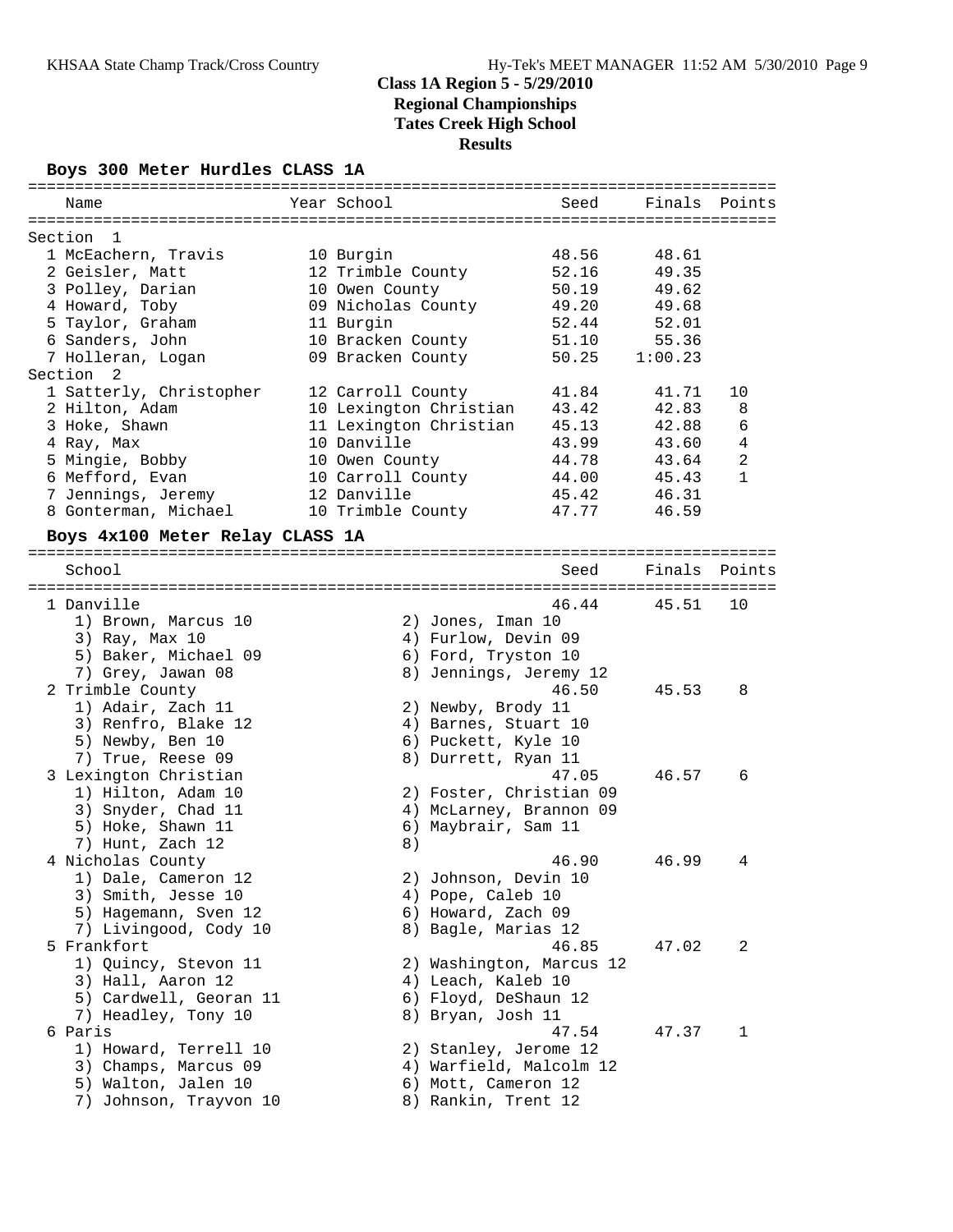# Class 1A Region 5 - 5/29/2010
## Regional Championships
## Tates Creek High School
## Results

### Boys 300 Meter Hurdles CLASS 1A

| Name | Year | School | Seed | Finals | Points |
|---|---|---|---|---|---|
| **Section 1** | | | | | |
| 1 McEachern, Travis | 10 | Burgin | 48.56 | 48.61 | |
| 2 Geisler, Matt | 12 | Trimble County | 52.16 | 49.35 | |
| 3 Polley, Darian | 10 | Owen County | 50.19 | 49.62 | |
| 4 Howard, Toby | 09 | Nicholas County | 49.20 | 49.68 | |
| 5 Taylor, Graham | 11 | Burgin | 52.44 | 52.01 | |
| 6 Sanders, John | 10 | Bracken County | 51.10 | 55.36 | |
| 7 Holleran, Logan | 09 | Bracken County | 50.25 | 1:00.23 | |
| **Section 2** | | | | | |
| 1 Satterly, Christopher | 12 | Carroll County | 41.84 | 41.71 | 10 |
| 2 Hilton, Adam | 10 | Lexington Christian | 43.42 | 42.83 | 8 |
| 3 Hoke, Shawn | 11 | Lexington Christian | 45.13 | 42.88 | 6 |
| 4 Ray, Max | 10 | Danville | 43.99 | 43.60 | 4 |
| 5 Mingie, Bobby | 10 | Owen County | 44.78 | 43.64 | 2 |
| 6 Mefford, Evan | 10 | Carroll County | 44.00 | 45.43 | 1 |
| 7 Jennings, Jeremy | 12 | Danville | 45.42 | 46.31 | |
| 8 Gonterman, Michael | 10 | Trimble County | 47.77 | 46.59 | |

### Boys 4x100 Meter Relay CLASS 1A

| School | Seed | Finals | Points |
|---|---|---|---|
| 1 Danville | 46.44 | 45.51 | 10 |
| 1) Brown, Marcus 10; 2) Jones, Iman 10; 3) Ray, Max 10; 4) Furlow, Devin 09; 5) Baker, Michael 09; 6) Ford, Tryston 10; 7) Grey, Jawan 08; 8) Jennings, Jeremy 12 | | | |
| 2 Trimble County | 46.50 | 45.53 | 8 |
| 1) Adair, Zach 11; 2) Newby, Brody 11; 3) Renfro, Blake 12; 4) Barnes, Stuart 10; 5) Newby, Ben 10; 6) Puckett, Kyle 10; 7) True, Reese 09; 8) Durrett, Ryan 11 | | | |
| 3 Lexington Christian | 47.05 | 46.57 | 6 |
| 1) Hilton, Adam 10; 2) Foster, Christian 09; 3) Snyder, Chad 11; 4) McLarney, Brannon 09; 5) Hoke, Shawn 11; 6) Maybrair, Sam 11; 7) Hunt, Zach 12; 8) | | | |
| 4 Nicholas County | 46.90 | 46.99 | 4 |
| 1) Dale, Cameron 12; 2) Johnson, Devin 10; 3) Smith, Jesse 10; 4) Pope, Caleb 10; 5) Hagemann, Sven 12; 6) Howard, Zach 09; 7) Livingood, Cody 10; 8) Bagle, Marias 12 | | | |
| 5 Frankfort | 46.85 | 47.02 | 2 |
| 1) Quincy, Stevon 11; 2) Washington, Marcus 12; 3) Hall, Aaron 12; 4) Leach, Kaleb 10; 5) Cardwell, Georan 11; 6) Floyd, DeShaun 12; 7) Headley, Tony 10; 8) Bryan, Josh 11 | | | |
| 6 Paris | 47.54 | 47.37 | 1 |
| 1) Howard, Terrell 10; 2) Stanley, Jerome 12; 3) Champs, Marcus 09; 4) Warfield, Malcolm 12; 5) Walton, Jalen 10; 6) Mott, Cameron 12; 7) Johnson, Trayvon 10; 8) Rankin, Trent 12 | | | |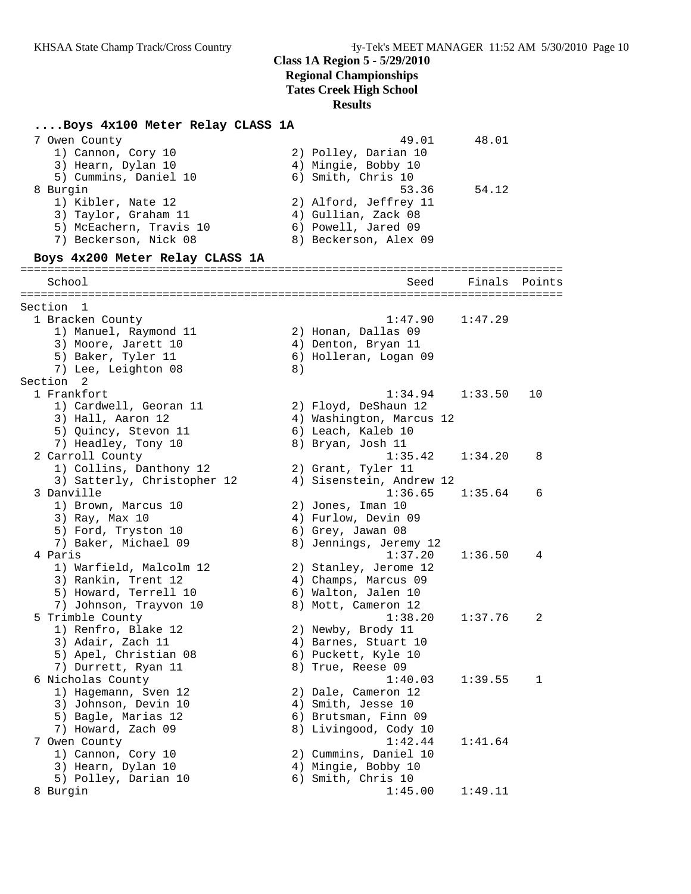**Class 1A Region 5 - 5/29/2010**
**Regional Championships**
**Tates Creek High School**
**Results**

### ....Boys 4x100 Meter Relay CLASS 1A

```
  7 Owen County                                        49.01      48.01
     1) Cannon, Cory 10                 2) Polley, Darian 10
     3) Hearn, Dylan 10                 4) Mingie, Bobby 10
     5) Cummins, Daniel 10              6) Smith, Chris 10
  8 Burgin                                             53.36      54.12
     1) Kibler, Nate 12                 2) Alford, Jeffrey 11
     3) Taylor, Graham 11               4) Gullian, Zack 08
     5) McEachern, Travis 10            6) Powell, Jared 09
     7) Beckerson, Nick 08              8) Beckerson, Alex 09
```

### Boys 4x200 Meter Relay CLASS 1A

```
================================================================================
    School                                            Seed     Finals  Points
================================================================================
Section  1
  1 Bracken County                                   1:47.90    1:47.29
     1) Manuel, Raymond 11              2) Honan, Dallas 09
     3) Moore, Jarett 10                4) Denton, Bryan 11
     5) Baker, Tyler 11                 6) Holleran, Logan 09
     7) Lee, Leighton 08                8)
Section  2
  1 Frankfort                                        1:34.94    1:33.50   10
     1) Cardwell, Georan 11             2) Floyd, DeShaun 12
     3) Hall, Aaron 12                  4) Washington, Marcus 12
     5) Quincy, Stevon 11               6) Leach, Kaleb 10
     7) Headley, Tony 10                8) Bryan, Josh 11
  2 Carroll County                                   1:35.42    1:34.20    8
     1) Collins, Danthony 12            2) Grant, Tyler 11
     3) Satterly, Christopher 12        4) Sisenstein, Andrew 12
  3 Danville                                         1:36.65    1:35.64    6
     1) Brown, Marcus 10                2) Jones, Iman 10
     3) Ray, Max 10                     4) Furlow, Devin 09
     5) Ford, Tryston 10                6) Grey, Jawan 08
     7) Baker, Michael 09               8) Jennings, Jeremy 12
  4 Paris                                            1:37.20    1:36.50    4
     1) Warfield, Malcolm 12            2) Stanley, Jerome 12
     3) Rankin, Trent 12                4) Champs, Marcus 09
     5) Howard, Terrell 10              6) Walton, Jalen 10
     7) Johnson, Trayvon 10             8) Mott, Cameron 12
  5 Trimble County                                   1:38.20    1:37.76    2
     1) Renfro, Blake 12                2) Newby, Brody 11
     3) Adair, Zach 11                  4) Barnes, Stuart 10
     5) Apel, Christian 08              6) Puckett, Kyle 10
     7) Durrett, Ryan 11                8) True, Reese 09
  6 Nicholas County                                  1:40.03    1:39.55    1
     1) Hagemann, Sven 12               2) Dale, Cameron 12
     3) Johnson, Devin 10               4) Smith, Jesse 10
     5) Bagle, Marias 12                6) Brutsman, Finn 09
     7) Howard, Zach 09                 8) Livingood, Cody 10
  7 Owen County                                      1:42.44    1:41.64
     1) Cannon, Cory 10                 2) Cummins, Daniel 10
     3) Hearn, Dylan 10                 4) Mingie, Bobby 10
     5) Polley, Darian 10               6) Smith, Chris 10
  8 Burgin                                           1:45.00    1:49.11
```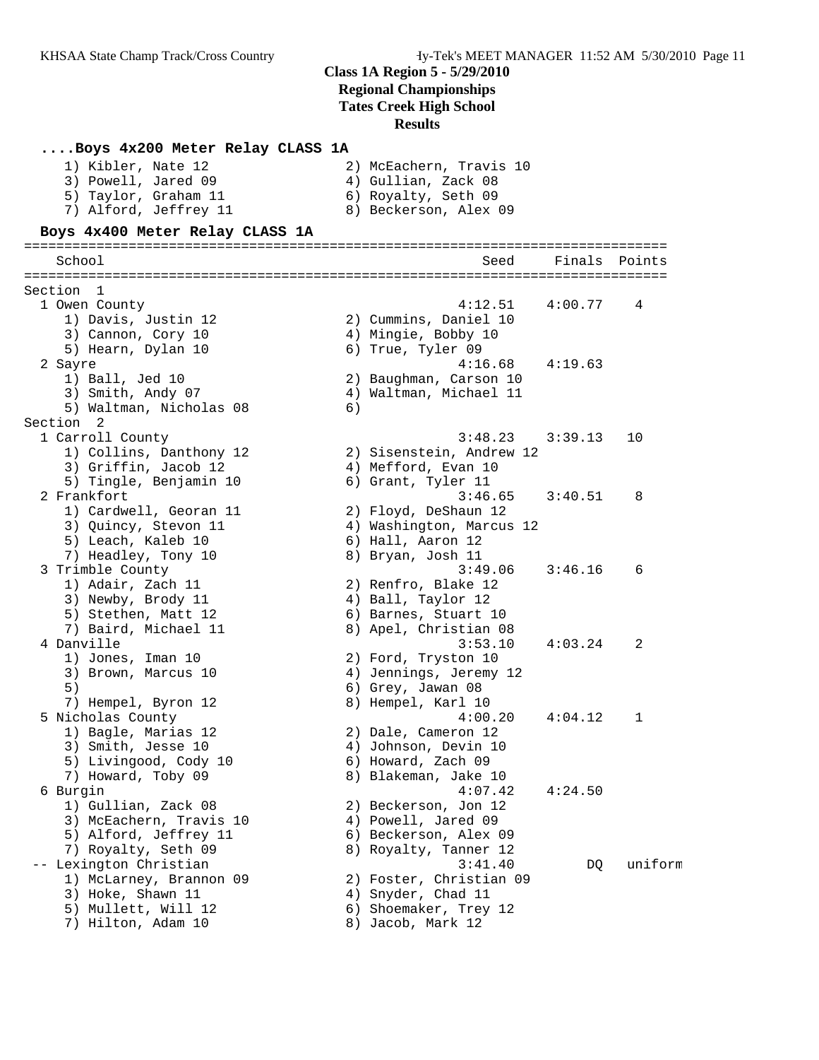# Class 1A Region 5 - 5/29/2010
## Regional Championships
## Tates Creek High School
## Results

### ....Boys 4x200 Meter Relay CLASS 1A

```
    1) Kibler, Nate 12                 2) McEachern, Travis 10
    3) Powell, Jared 09                4) Gullian, Zack 08
    5) Taylor, Graham 11               6) Royalty, Seth 09
    7) Alford, Jeffrey 11              8) Beckerson, Alex 09
```

### Boys 4x400 Meter Relay CLASS 1A

```
================================================================================
    School                                               Seed    Finals  Points
================================================================================
Section  1
  1 Owen County                                       4:12.51   4:00.77    4
     1) Davis, Justin 12               2) Cummins, Daniel 10
     3) Cannon, Cory 10                4) Mingie, Bobby 10
     5) Hearn, Dylan 10                6) True, Tyler 09
  2 Sayre                                             4:16.68   4:19.63
     1) Ball, Jed 10                   2) Baughman, Carson 10
     3) Smith, Andy 07                 4) Waltman, Michael 11
     5) Waltman, Nicholas 08           6)
Section  2
  1 Carroll County                                    3:48.23   3:39.13   10
     1) Collins, Danthony 12           2) Sisenstein, Andrew 12
     3) Griffin, Jacob 12              4) Mefford, Evan 10
     5) Tingle, Benjamin 10            6) Grant, Tyler 11
  2 Frankfort                                         3:46.65   3:40.51    8
     1) Cardwell, Georan 11            2) Floyd, DeShaun 12
     3) Quincy, Stevon 11              4) Washington, Marcus 12
     5) Leach, Kaleb 10                6) Hall, Aaron 12
     7) Headley, Tony 10               8) Bryan, Josh 11
  3 Trimble County                                    3:49.06   3:46.16    6
     1) Adair, Zach 11                 2) Renfro, Blake 12
     3) Newby, Brody 11                4) Ball, Taylor 12
     5) Stethen, Matt 12               6) Barnes, Stuart 10
     7) Baird, Michael 11              8) Apel, Christian 08
  4 Danville                                          3:53.10   4:03.24    2
     1) Jones, Iman 10                 2) Ford, Tryston 10
     3) Brown, Marcus 10               4) Jennings, Jeremy 12
     5)                                6) Grey, Jawan 08
     7) Hempel, Byron 12               8) Hempel, Karl 10
  5 Nicholas County                                   4:00.20   4:04.12    1
     1) Bagle, Marias 12               2) Dale, Cameron 12
     3) Smith, Jesse 10                4) Johnson, Devin 10
     5) Livingood, Cody 10             6) Howard, Zach 09
     7) Howard, Toby 09                8) Blakeman, Jake 10
  6 Burgin                                            4:07.42   4:24.50
     1) Gullian, Zack 08               2) Beckerson, Jon 12
     3) McEachern, Travis 10           4) Powell, Jared 09
     5) Alford, Jeffrey 11             6) Beckerson, Alex 09
     7) Royalty, Seth 09               8) Royalty, Tanner 12
 -- Lexington Christian                               3:41.40        DQ   uniform
     1) McLarney, Brannon 09           2) Foster, Christian 09
     3) Hoke, Shawn 11                 4) Snyder, Chad 11
     5) Mullett, Will 12               6) Shoemaker, Trey 12
     7) Hilton, Adam 10                8) Jacob, Mark 12
```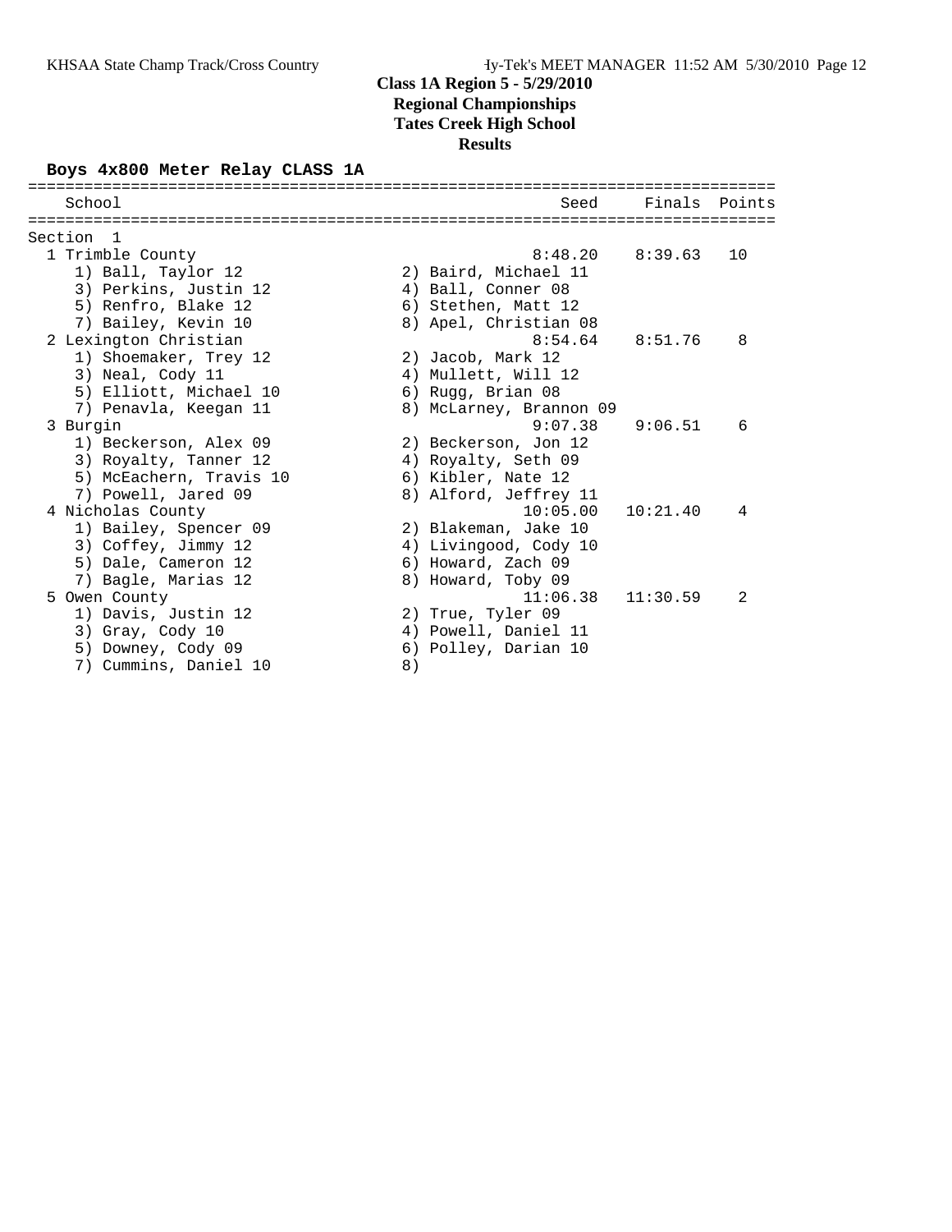**Class 1A Region 5 - 5/29/2010**
**Regional Championships**
**Tates Creek High School**
**Results**

### Boys 4x800 Meter Relay CLASS 1A

```
===============================================================================
   School                                            Seed     Finals  Points
===============================================================================
Section  1
  1 Trimble County                                 8:48.20    8:39.63   10
     1) Ball, Taylor 12                 2) Baird, Michael 11
     3) Perkins, Justin 12              4) Ball, Conner 08
     5) Renfro, Blake 12                6) Stethen, Matt 12
     7) Bailey, Kevin 10                8) Apel, Christian 08
  2 Lexington Christian                            8:54.64    8:51.76    8
     1) Shoemaker, Trey 12              2) Jacob, Mark 12
     3) Neal, Cody 11                   4) Mullett, Will 12
     5) Elliott, Michael 10             6) Rugg, Brian 08
     7) Penavla, Keegan 11              8) McLarney, Brannon 09
  3 Burgin                                         9:07.38    9:06.51    6
     1) Beckerson, Alex 09              2) Beckerson, Jon 12
     3) Royalty, Tanner 12              4) Royalty, Seth 09
     5) McEachern, Travis 10            6) Kibler, Nate 12
     7) Powell, Jared 09                8) Alford, Jeffrey 11
  4 Nicholas County                               10:05.00   10:21.40    4
     1) Bailey, Spencer 09              2) Blakeman, Jake 10
     3) Coffey, Jimmy 12                4) Livingood, Cody 10
     5) Dale, Cameron 12                6) Howard, Zach 09
     7) Bagle, Marias 12                8) Howard, Toby 09
  5 Owen County                                   11:06.38   11:30.59    2
     1) Davis, Justin 12                2) True, Tyler 09
     3) Gray, Cody 10                   4) Powell, Daniel 11
     5) Downey, Cody 09                 6) Polley, Darian 10
     7) Cummins, Daniel 10              8)
```